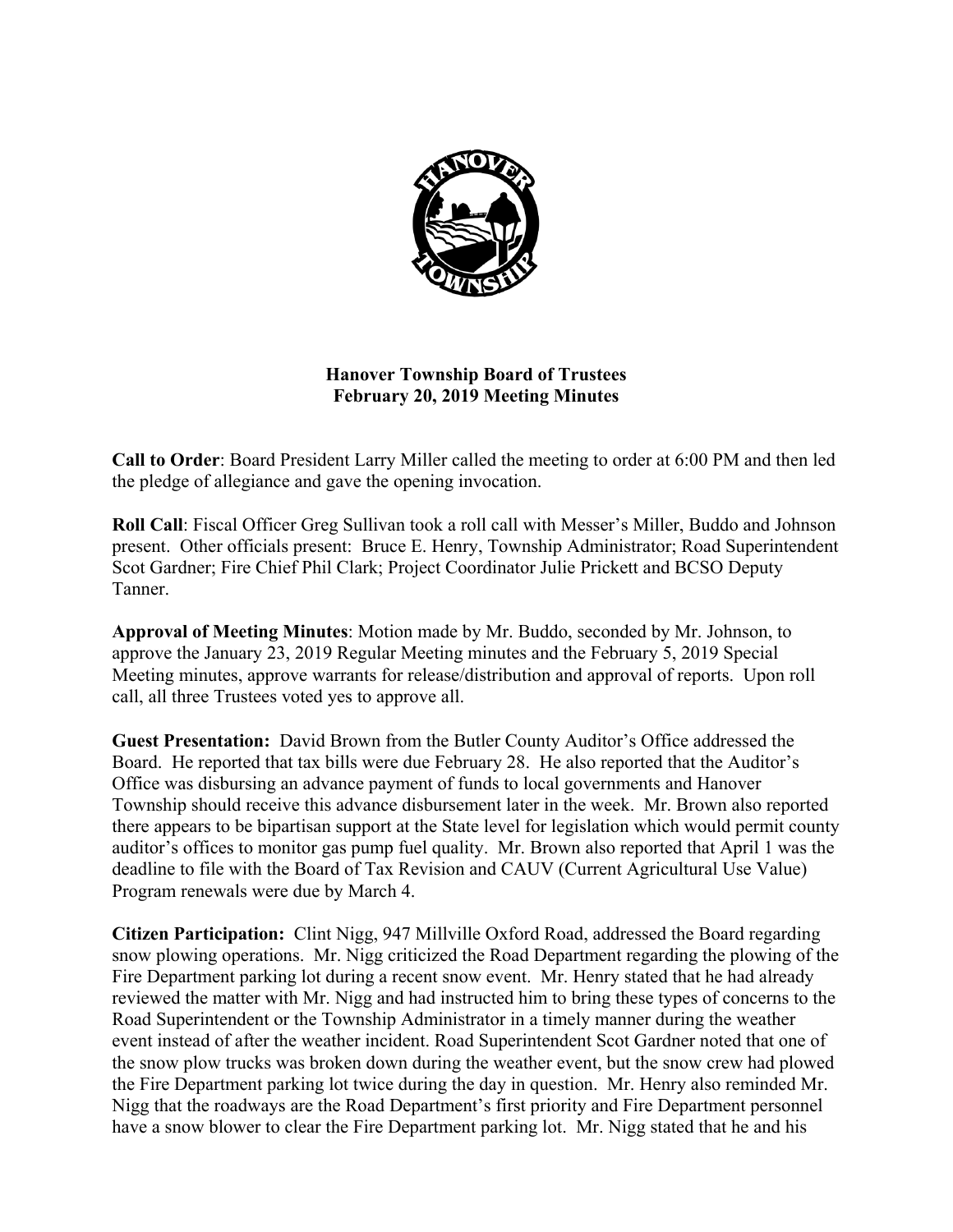**Hanover Township Board of Trustees**
**February 20, 2019 Meeting Minutes**

**Call to Order**: Board President Larry Miller called the meeting to order at 6:00 PM and then led the pledge of allegiance and gave the opening invocation.

**Roll Call**: Fiscal Officer Greg Sullivan took a roll call with Messer's Miller, Buddo and Johnson present. Other officials present: Bruce E. Henry, Township Administrator; Road Superintendent Scot Gardner; Fire Chief Phil Clark; Project Coordinator Julie Prickett and BCSO Deputy Tanner.

**Approval of Meeting Minutes**: Motion made by Mr. Buddo, seconded by Mr. Johnson, to approve the January 23, 2019 Regular Meeting minutes and the February 5, 2019 Special Meeting minutes, approve warrants for release/distribution and approval of reports. Upon roll call, all three Trustees voted yes to approve all.

**Guest Presentation:** David Brown from the Butler County Auditor's Office addressed the Board. He reported that tax bills were due February 28. He also reported that the Auditor's Office was disbursing an advance payment of funds to local governments and Hanover Township should receive this advance disbursement later in the week. Mr. Brown also reported there appears to be bipartisan support at the State level for legislation which would permit county auditor's offices to monitor gas pump fuel quality. Mr. Brown also reported that April 1 was the deadline to file with the Board of Tax Revision and CAUV (Current Agricultural Use Value) Program renewals were due by March 4.

**Citizen Participation:** Clint Nigg, 947 Millville Oxford Road, addressed the Board regarding snow plowing operations. Mr. Nigg criticized the Road Department regarding the plowing of the Fire Department parking lot during a recent snow event. Mr. Henry stated that he had already reviewed the matter with Mr. Nigg and had instructed him to bring these types of concerns to the Road Superintendent or the Township Administrator in a timely manner during the weather event instead of after the weather incident. Road Superintendent Scot Gardner noted that one of the snow plow trucks was broken down during the weather event, but the snow crew had plowed the Fire Department parking lot twice during the day in question. Mr. Henry also reminded Mr. Nigg that the roadways are the Road Department's first priority and Fire Department personnel have a snow blower to clear the Fire Department parking lot. Mr. Nigg stated that he and his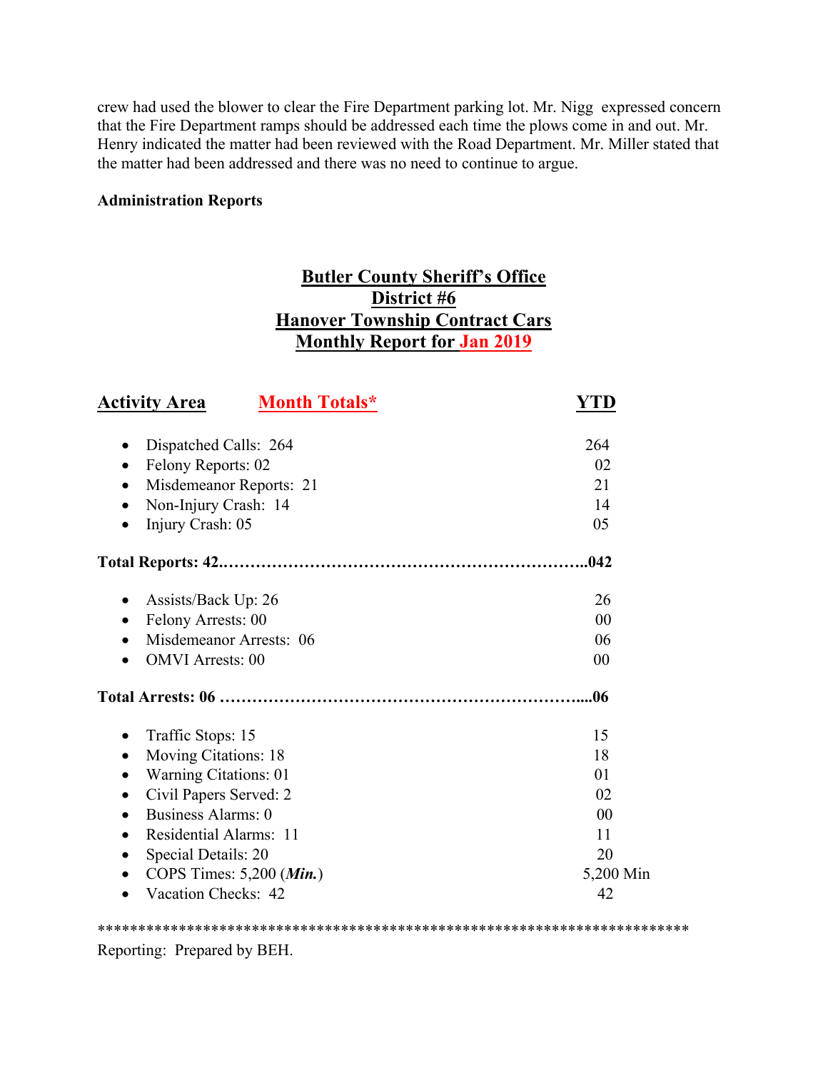crew had used the blower to clear the Fire Department parking lot. Mr. Nigg expressed concern that the Fire Department ramps should be addressed each time the plows come in and out. Mr. Henry indicated the matter had been reviewed with the Road Department. Mr. Miller stated that the matter had been addressed and there was no need to continue to argue.

**Administration Reports**

## Butler County Sheriff's Office
## District #6
## Hanover Township Contract Cars
## Monthly Report for Jan 2019

| Activity Area | Month Totals* | YTD |
|---|---|---|
| • Dispatched Calls: 264 | | 264 |
| • Felony Reports: 02 | | 02 |
| • Misdemeanor Reports: 21 | | 21 |
| • Non-Injury Crash: 14 | | 14 |
| • Injury Crash: 05 | | 05 |
| **Total Reports: 42.** | | **.042** |
| • Assists/Back Up: 26 | | 26 |
| • Felony Arrests: 00 | | 00 |
| • Misdemeanor Arrests: 06 | | 06 |
| • OMVI Arrests: 00 | | 00 |
| **Total Arrests: 06** | | **.06** |
| • Traffic Stops: 15 | | 15 |
| • Moving Citations: 18 | | 18 |
| • Warning Citations: 01 | | 01 |
| • Civil Papers Served: 2 | | 02 |
| • Business Alarms: 0 | | 00 |
| • Residential Alarms: 11 | | 11 |
| • Special Details: 20 | | 20 |
| • COPS Times: 5,200 (***Min.***) | | 5,200 Min |
| • Vacation Checks: 42 | | 42 |

**************************************************************************

Reporting: Prepared by BEH.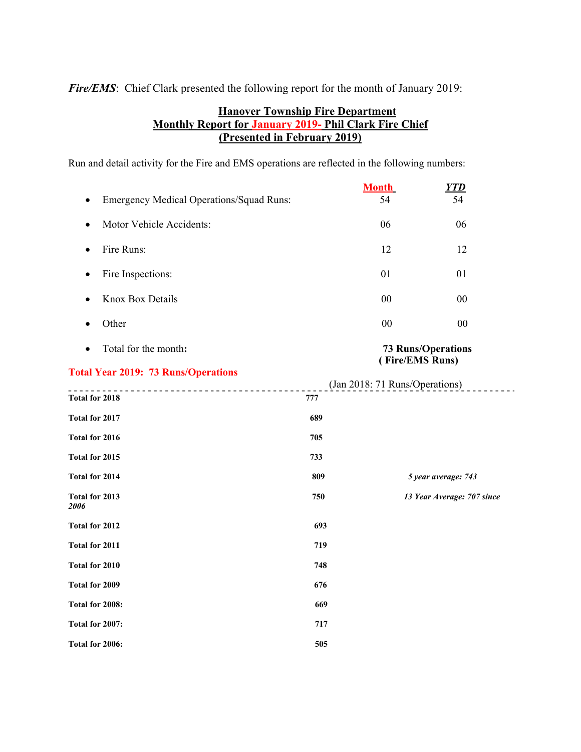***Fire/EMS***: Chief Clark presented the following report for the month of January 2019:

**Hanover Township Fire Department**
**Monthly Report for January 2019- Phil Clark Fire Chief**
**(Presented in February 2019)**

Run and detail activity for the Fire and EMS operations are reflected in the following numbers:

| | Month | YTD |
|---|---|---|
| • Emergency Medical Operations/Squad Runs: | 54 | 54 |
| • Motor Vehicle Accidents: | 06 | 06 |
| • Fire Runs: | 12 | 12 |
| • Fire Inspections: | 01 | 01 |
| • Knox Box Details | 00 | 00 |
| • Other | 00 | 00 |

- Total for the month: **73 Runs/Operations ( Fire/EMS Runs)**

**Total Year 2019: 73 Runs/Operations**

(Jan 2018: 71 Runs/Operations)

---

| | | |
|---|---|---|
| **Total for 2018** | **777** | |
| **Total for 2017** | **689** | |
| **Total for 2016** | **705** | |
| **Total for 2015** | **733** | |
| **Total for 2014** | **809** | ***5 year average: 743*** |
| **Total for 2013** | **750** | ***13 Year Average: 707 since 2006*** |
| **Total for 2012** | **693** | |
| **Total for 2011** | **719** | |
| **Total for 2010** | **748** | |
| **Total for 2009** | **676** | |
| **Total for 2008:** | **669** | |
| **Total for 2007:** | **717** | |
| **Total for 2006:** | **505** | |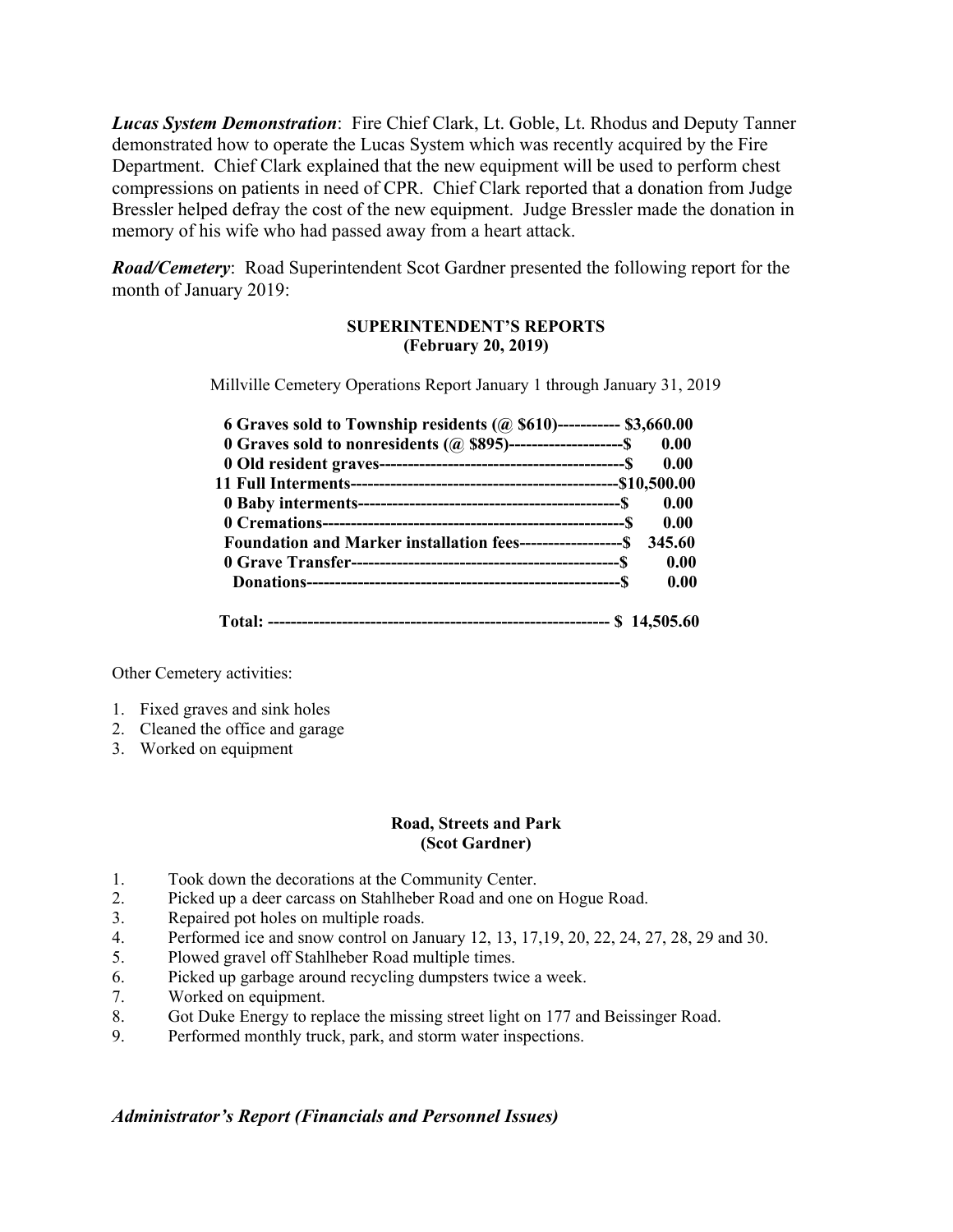***Lucas System Demonstration***: Fire Chief Clark, Lt. Goble, Lt. Rhodus and Deputy Tanner demonstrated how to operate the Lucas System which was recently acquired by the Fire Department. Chief Clark explained that the new equipment will be used to perform chest compressions on patients in need of CPR. Chief Clark reported that a donation from Judge Bressler helped defray the cost of the new equipment. Judge Bressler made the donation in memory of his wife who had passed away from a heart attack.

***Road/Cemetery***: Road Superintendent Scot Gardner presented the following report for the month of January 2019:

**SUPERINTENDENT'S REPORTS**
**(February 20, 2019)**

Millville Cemetery Operations Report January 1 through January 31, 2019

| | |
|---|---|
| **6 Graves sold to Township residents (@ $610)-----------** | **$3,660.00** |
| **0 Graves sold to nonresidents (@ $895)--------------------$** | **0.00** |
| **0 Old resident graves-----------------------------------------$** | **0.00** |
| **11 Full Interments-----------------------------------------------** | **$10,500.00** |
| **0 Baby interments-----------------------------------------------$** | **0.00** |
| **0 Cremations------------------------------------------------------$** | **0.00** |
| **Foundation and Marker installation fees------------------$** | **345.60** |
| **0 Grave Transfer------------------------------------------------$** | **0.00** |
| **Donations--------------------------------------------------------$** | **0.00** |
| **Total: ------------------------------------------------------------** | **$ 14,505.60** |

Other Cemetery activities:

1. Fixed graves and sink holes
2. Cleaned the office and garage
3. Worked on equipment

**Road, Streets and Park**
**(Scot Gardner)**

1. Took down the decorations at the Community Center.
2. Picked up a deer carcass on Stahlheber Road and one on Hogue Road.
3. Repaired pot holes on multiple roads.
4. Performed ice and snow control on January 12, 13, 17,19, 20, 22, 24, 27, 28, 29 and 30.
5. Plowed gravel off Stahlheber Road multiple times.
6. Picked up garbage around recycling dumpsters twice a week.
7. Worked on equipment.
8. Got Duke Energy to replace the missing street light on 177 and Beissinger Road.
9. Performed monthly truck, park, and storm water inspections.

***Administrator's Report (Financials and Personnel Issues)***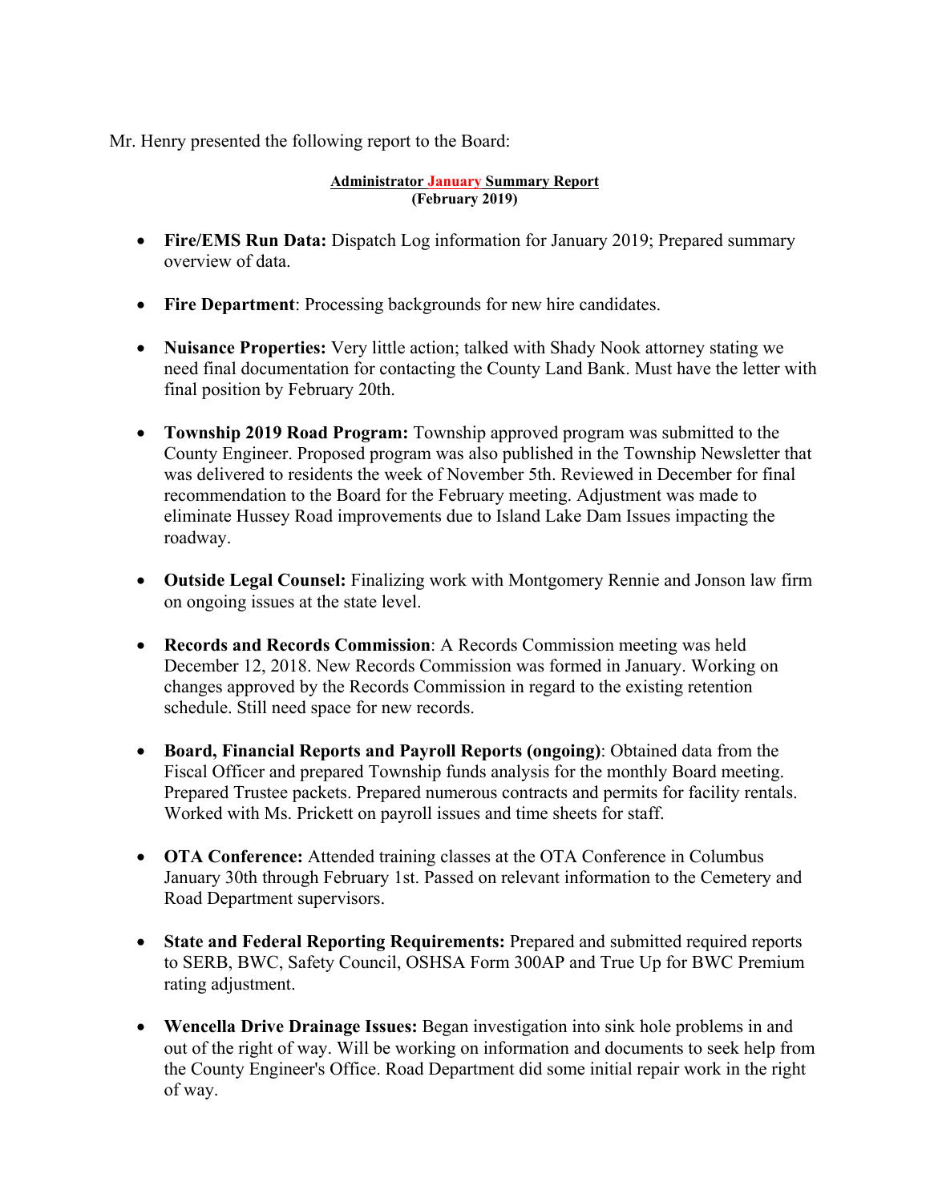Mr. Henry presented the following report to the Board:

**Administrator January Summary Report**
**(February 2019)**

- **Fire/EMS Run Data:** Dispatch Log information for January 2019; Prepared summary overview of data.

- **Fire Department**: Processing backgrounds for new hire candidates.

- **Nuisance Properties:** Very little action; talked with Shady Nook attorney stating we need final documentation for contacting the County Land Bank. Must have the letter with final position by February 20th.

- **Township 2019 Road Program:** Township approved program was submitted to the County Engineer. Proposed program was also published in the Township Newsletter that was delivered to residents the week of November 5th. Reviewed in December for final recommendation to the Board for the February meeting. Adjustment was made to eliminate Hussey Road improvements due to Island Lake Dam Issues impacting the roadway.

- **Outside Legal Counsel:** Finalizing work with Montgomery Rennie and Jonson law firm on ongoing issues at the state level.

- **Records and Records Commission**: A Records Commission meeting was held December 12, 2018. New Records Commission was formed in January. Working on changes approved by the Records Commission in regard to the existing retention schedule. Still need space for new records.

- **Board, Financial Reports and Payroll Reports (ongoing)**: Obtained data from the Fiscal Officer and prepared Township funds analysis for the monthly Board meeting. Prepared Trustee packets. Prepared numerous contracts and permits for facility rentals. Worked with Ms. Prickett on payroll issues and time sheets for staff.

- **OTA Conference:** Attended training classes at the OTA Conference in Columbus January 30th through February 1st. Passed on relevant information to the Cemetery and Road Department supervisors.

- **State and Federal Reporting Requirements:** Prepared and submitted required reports to SERB, BWC, Safety Council, OSHSA Form 300AP and True Up for BWC Premium rating adjustment.

- **Wencella Drive Drainage Issues:** Began investigation into sink hole problems in and out of the right of way. Will be working on information and documents to seek help from the County Engineer's Office. Road Department did some initial repair work in the right of way.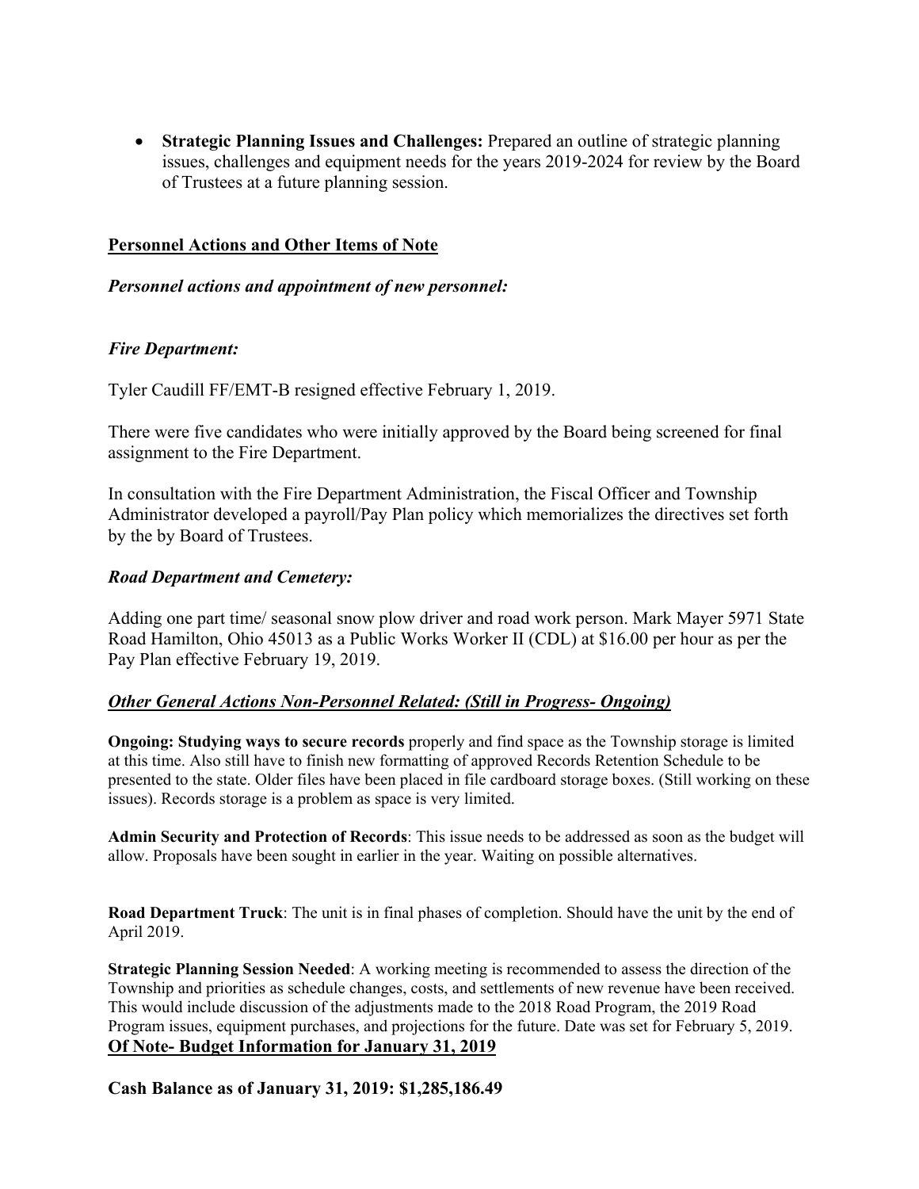- **Strategic Planning Issues and Challenges:** Prepared an outline of strategic planning issues, challenges and equipment needs for the years 2019-2024 for review by the Board of Trustees at a future planning session.

## Personnel Actions and Other Items of Note

### *Personnel actions and appointment of new personnel:*

### *Fire Department:*

Tyler Caudill FF/EMT-B resigned effective February 1, 2019.

There were five candidates who were initially approved by the Board being screened for final assignment to the Fire Department.

In consultation with the Fire Department Administration, the Fiscal Officer and Township Administrator developed a payroll/Pay Plan policy which memorializes the directives set forth by the by Board of Trustees.

### *Road Department and Cemetery:*

Adding one part time/ seasonal snow plow driver and road work person. Mark Mayer 5971 State Road Hamilton, Ohio 45013 as a Public Works Worker II (CDL) at $16.00 per hour as per the Pay Plan effective February 19, 2019.

### *Other General Actions Non-Personnel Related: (Still in Progress- Ongoing)*

**Ongoing: Studying ways to secure records** properly and find space as the Township storage is limited at this time. Also still have to finish new formatting of approved Records Retention Schedule to be presented to the state. Older files have been placed in file cardboard storage boxes. (Still working on these issues). Records storage is a problem as space is very limited.

**Admin Security and Protection of Records**: This issue needs to be addressed as soon as the budget will allow. Proposals have been sought in earlier in the year. Waiting on possible alternatives.

**Road Department Truck**: The unit is in final phases of completion. Should have the unit by the end of April 2019.

**Strategic Planning Session Needed**: A working meeting is recommended to assess the direction of the Township and priorities as schedule changes, costs, and settlements of new revenue have been received. This would include discussion of the adjustments made to the 2018 Road Program, the 2019 Road Program issues, equipment purchases, and projections for the future. Date was set for February 5, 2019.

## Of Note- Budget Information for January 31, 2019

**Cash Balance as of January 31, 2019: $1,285,186.49**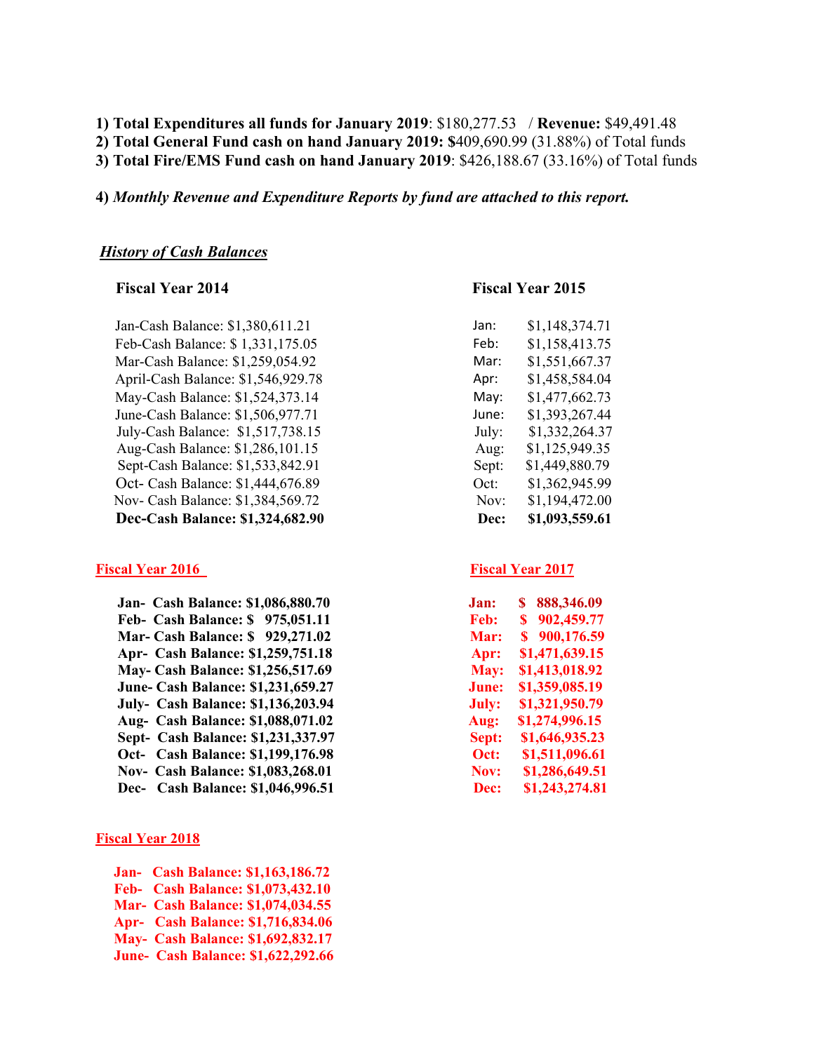1) **Total Expenditures all funds for January 2019**: $180,277.53 / **Revenue:** $49,491.48
2) **Total General Fund cash on hand January 2019: $**409,690.99 (31.88%) of Total funds
3) **Total Fire/EMS Fund cash on hand January 2019**: $426,188.67 (33.16%) of Total funds

4) ***Monthly Revenue and Expenditure Reports by fund are attached to this report.***

***History of Cash Balances***

**Fiscal Year 2014**

Jan-Cash Balance: $1,380,611.21
Feb-Cash Balance: $ 1,331,175.05
Mar-Cash Balance: $1,259,054.92
April-Cash Balance: $1,546,929.78
May-Cash Balance: $1,524,373.14
June-Cash Balance: $1,506,977.71
July-Cash Balance: $1,517,738.15
Aug-Cash Balance: $1,286,101.15
Sept-Cash Balance: $1,533,842.91
Oct- Cash Balance: $1,444,676.89
Nov- Cash Balance: $1,384,569.72
**Dec-Cash Balance: $1,324,682.90**

**Fiscal Year 2015**

| | |
|---|---|
| Jan: | $1,148,374.71 |
| Feb: | $1,158,413.75 |
| Mar: | $1,551,667.37 |
| Apr: | $1,458,584.04 |
| May: | $1,477,662.73 |
| June: | $1,393,267.44 |
| July: | $1,332,264.37 |
| Aug: | $1,125,949.35 |
| Sept: | $1,449,880.79 |
| Oct: | $1,362,945.99 |
| Nov: | $1,194,472.00 |
| **Dec:** | **$1,093,559.61** |

**Fiscal Year 2016**

**Jan- Cash Balance: $1,086,880.70**
**Feb- Cash Balance: $ 975,051.11**
**Mar- Cash Balance: $ 929,271.02**
**Apr- Cash Balance: $1,259,751.18**
**May- Cash Balance: $1,256,517.69**
**June- Cash Balance: $1,231,659.27**
**July- Cash Balance: $1,136,203.94**
**Aug- Cash Balance: $1,088,071.02**
**Sept- Cash Balance: $1,231,337.97**
**Oct- Cash Balance: $1,199,176.98**
**Nov- Cash Balance: $1,083,268.01**
**Dec- Cash Balance: $1,046,996.51**

**Fiscal Year 2017**

| | |
|---|---|
| **Jan:** | **$ 888,346.09** |
| **Feb:** | **$ 902,459.77** |
| **Mar:** | **$ 900,176.59** |
| **Apr:** | **$1,471,639.15** |
| **May:** | **$1,413,018.92** |
| **June:** | **$1,359,085.19** |
| **July:** | **$1,321,950.79** |
| **Aug:** | **$1,274,996.15** |
| **Sept:** | **$1,646,935.23** |
| **Oct:** | **$1,511,096.61** |
| **Nov:** | **$1,286,649.51** |
| **Dec:** | **$1,243,274.81** |

**Fiscal Year 2018**

**Jan- Cash Balance: $1,163,186.72**
**Feb- Cash Balance: $1,073,432.10**
**Mar- Cash Balance: $1,074,034.55**
**Apr- Cash Balance: $1,716,834.06**
**May- Cash Balance: $1,692,832.17**
**June- Cash Balance: $1,622,292.66**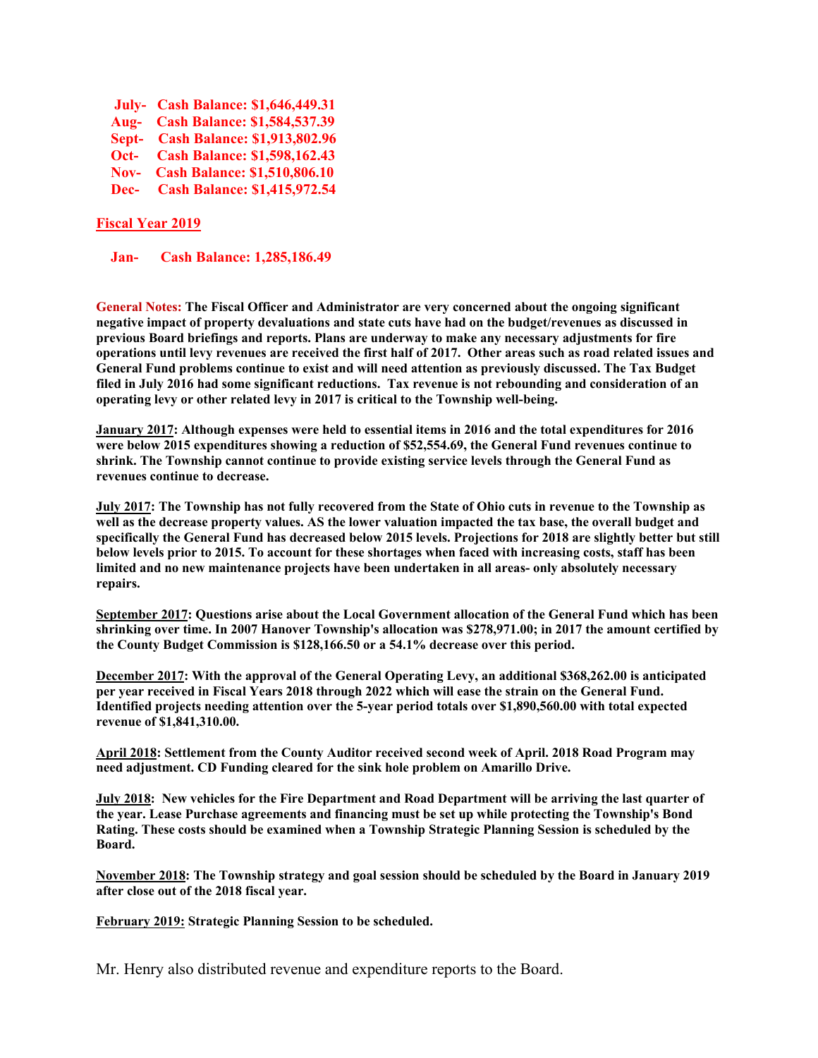**July- Cash Balance: $1,646,449.31**
**Aug- Cash Balance: $1,584,537.39**
**Sept- Cash Balance: $1,913,802.96**
**Oct- Cash Balance: $1,598,162.43**
**Nov- Cash Balance: $1,510,806.10**
**Dec- Cash Balance: $1,415,972.54**

**Fiscal Year 2019**

**Jan- Cash Balance: 1,285,186.49**

**General Notes: The Fiscal Officer and Administrator are very concerned about the ongoing significant negative impact of property devaluations and state cuts have had on the budget/revenues as discussed in previous Board briefings and reports. Plans are underway to make any necessary adjustments for fire operations until levy revenues are received the first half of 2017. Other areas such as road related issues and General Fund problems continue to exist and will need attention as previously discussed. The Tax Budget filed in July 2016 had some significant reductions. Tax revenue is not rebounding and consideration of an operating levy or other related levy in 2017 is critical to the Township well-being.**

**January 2017: Although expenses were held to essential items in 2016 and the total expenditures for 2016 were below 2015 expenditures showing a reduction of $52,554.69, the General Fund revenues continue to shrink. The Township cannot continue to provide existing service levels through the General Fund as revenues continue to decrease.**

**July 2017: The Township has not fully recovered from the State of Ohio cuts in revenue to the Township as well as the decrease property values. AS the lower valuation impacted the tax base, the overall budget and specifically the General Fund has decreased below 2015 levels. Projections for 2018 are slightly better but still below levels prior to 2015. To account for these shortages when faced with increasing costs, staff has been limited and no new maintenance projects have been undertaken in all areas- only absolutely necessary repairs.**

**September 2017: Questions arise about the Local Government allocation of the General Fund which has been shrinking over time. In 2007 Hanover Township's allocation was $278,971.00; in 2017 the amount certified by the County Budget Commission is $128,166.50 or a 54.1% decrease over this period.**

**December 2017: With the approval of the General Operating Levy, an additional $368,262.00 is anticipated per year received in Fiscal Years 2018 through 2022 which will ease the strain on the General Fund. Identified projects needing attention over the 5-year period totals over $1,890,560.00 with total expected revenue of $1,841,310.00.**

**April 2018: Settlement from the County Auditor received second week of April. 2018 Road Program may need adjustment. CD Funding cleared for the sink hole problem on Amarillo Drive.**

**July 2018: New vehicles for the Fire Department and Road Department will be arriving the last quarter of the year. Lease Purchase agreements and financing must be set up while protecting the Township's Bond Rating. These costs should be examined when a Township Strategic Planning Session is scheduled by the Board.**

**November 2018: The Township strategy and goal session should be scheduled by the Board in January 2019 after close out of the 2018 fiscal year.**

**February 2019: Strategic Planning Session to be scheduled.**

Mr. Henry also distributed revenue and expenditure reports to the Board.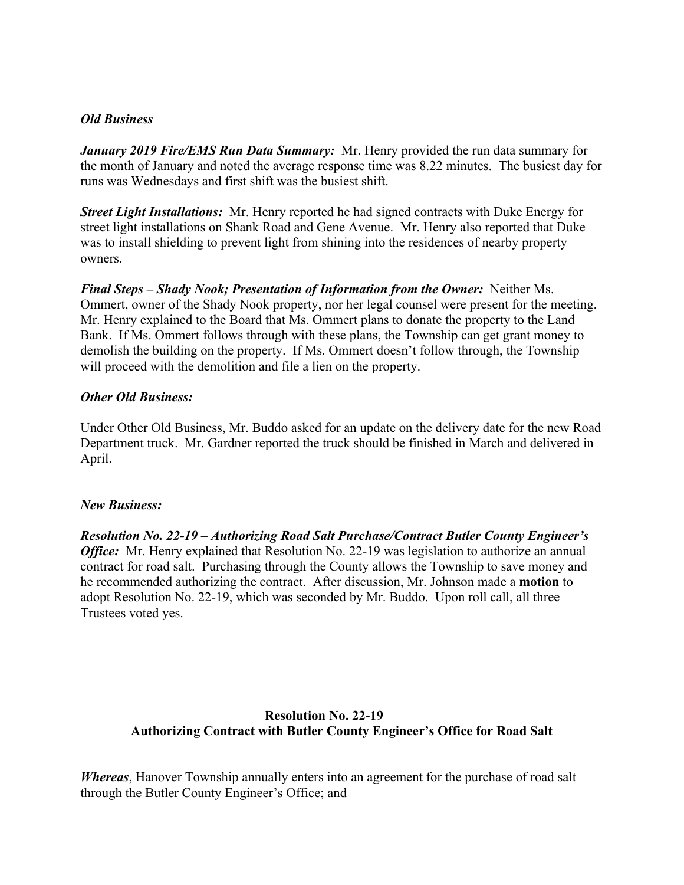*Old Business*

***January 2019 Fire/EMS Run Data Summary:*** Mr. Henry provided the run data summary for the month of January and noted the average response time was 8.22 minutes. The busiest day for runs was Wednesdays and first shift was the busiest shift.

***Street Light Installations:*** Mr. Henry reported he had signed contracts with Duke Energy for street light installations on Shank Road and Gene Avenue. Mr. Henry also reported that Duke was to install shielding to prevent light from shining into the residences of nearby property owners.

***Final Steps – Shady Nook; Presentation of Information from the Owner:*** Neither Ms. Ommert, owner of the Shady Nook property, nor her legal counsel were present for the meeting. Mr. Henry explained to the Board that Ms. Ommert plans to donate the property to the Land Bank. If Ms. Ommert follows through with these plans, the Township can get grant money to demolish the building on the property. If Ms. Ommert doesn't follow through, the Township will proceed with the demolition and file a lien on the property.

*Other Old Business:*

Under Other Old Business, Mr. Buddo asked for an update on the delivery date for the new Road Department truck. Mr. Gardner reported the truck should be finished in March and delivered in April.

*New Business:*

***Resolution No. 22-19 – Authorizing Road Salt Purchase/Contract Butler County Engineer's Office:*** Mr. Henry explained that Resolution No. 22-19 was legislation to authorize an annual contract for road salt. Purchasing through the County allows the Township to save money and he recommended authorizing the contract. After discussion, Mr. Johnson made a **motion** to adopt Resolution No. 22-19, which was seconded by Mr. Buddo. Upon roll call, all three Trustees voted yes.

**Resolution No. 22-19**
**Authorizing Contract with Butler County Engineer's Office for Road Salt**

***Whereas***, Hanover Township annually enters into an agreement for the purchase of road salt through the Butler County Engineer's Office; and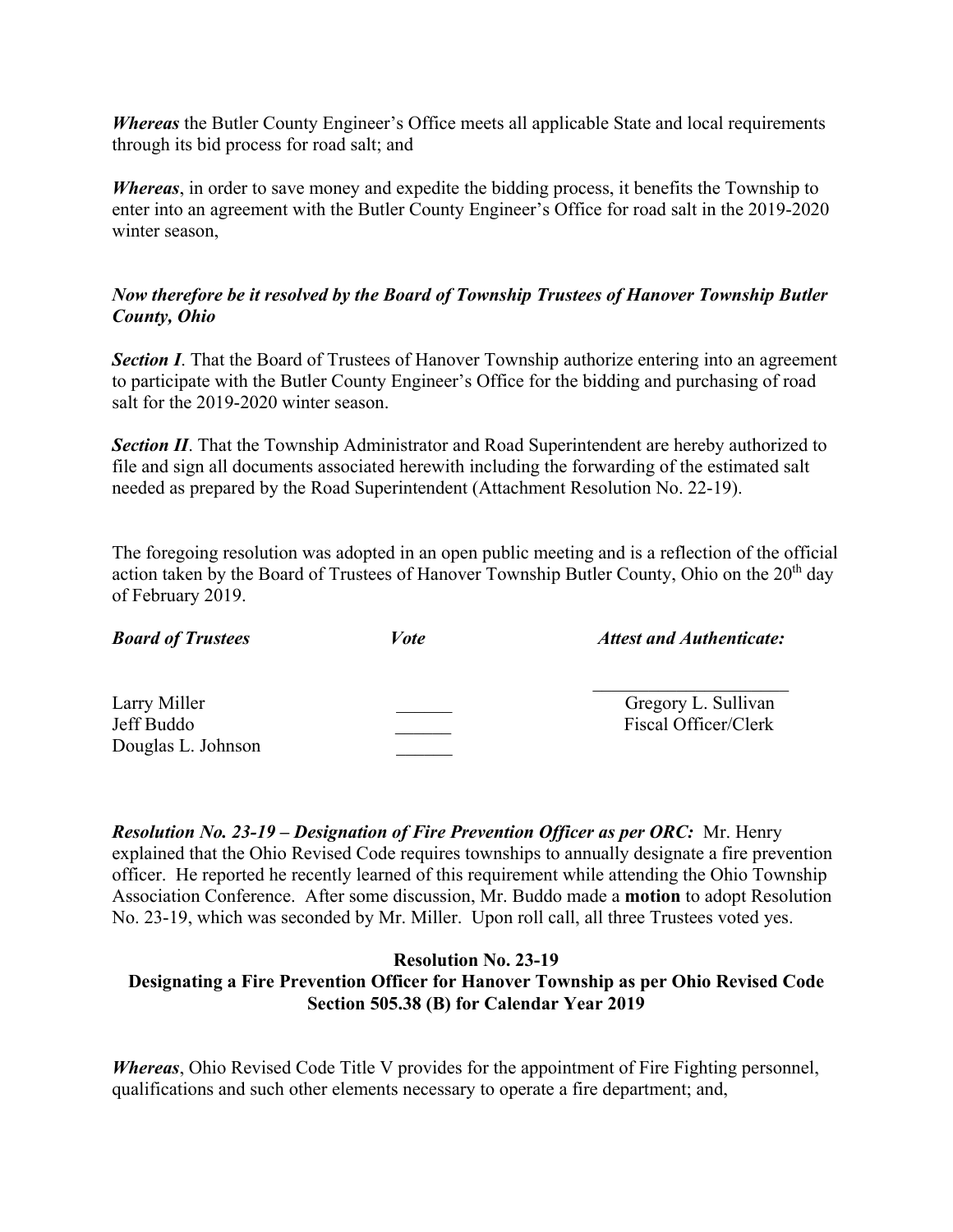***Whereas*** the Butler County Engineer's Office meets all applicable State and local requirements through its bid process for road salt; and

***Whereas***, in order to save money and expedite the bidding process, it benefits the Township to enter into an agreement with the Butler County Engineer's Office for road salt in the 2019-2020 winter season,

***Now therefore be it resolved by the Board of Township Trustees of Hanover Township Butler County, Ohio***

***Section I***. That the Board of Trustees of Hanover Township authorize entering into an agreement to participate with the Butler County Engineer's Office for the bidding and purchasing of road salt for the 2019-2020 winter season.

***Section II***. That the Township Administrator and Road Superintendent are hereby authorized to file and sign all documents associated herewith including the forwarding of the estimated salt needed as prepared by the Road Superintendent (Attachment Resolution No. 22-19).

The foregoing resolution was adopted in an open public meeting and is a reflection of the official action taken by the Board of Trustees of Hanover Township Butler County, Ohio on the 20th day of February 2019.

| ***Board of Trustees*** | ***Vote*** | ***Attest and Authenticate:*** |
|---|---|---|
| | | ______________________ |
| Larry Miller | ______ | Gregory L. Sullivan |
| Jeff Buddo | ______ | Fiscal Officer/Clerk |
| Douglas L. Johnson | ______ | |

***Resolution No. 23-19 – Designation of Fire Prevention Officer as per ORC:*** Mr. Henry explained that the Ohio Revised Code requires townships to annually designate a fire prevention officer. He reported he recently learned of this requirement while attending the Ohio Township Association Conference. After some discussion, Mr. Buddo made a **motion** to adopt Resolution No. 23-19, which was seconded by Mr. Miller. Upon roll call, all three Trustees voted yes.

**Resolution No. 23-19**
**Designating a Fire Prevention Officer for Hanover Township as per Ohio Revised Code Section 505.38 (B) for Calendar Year 2019**

***Whereas***, Ohio Revised Code Title V provides for the appointment of Fire Fighting personnel, qualifications and such other elements necessary to operate a fire department; and,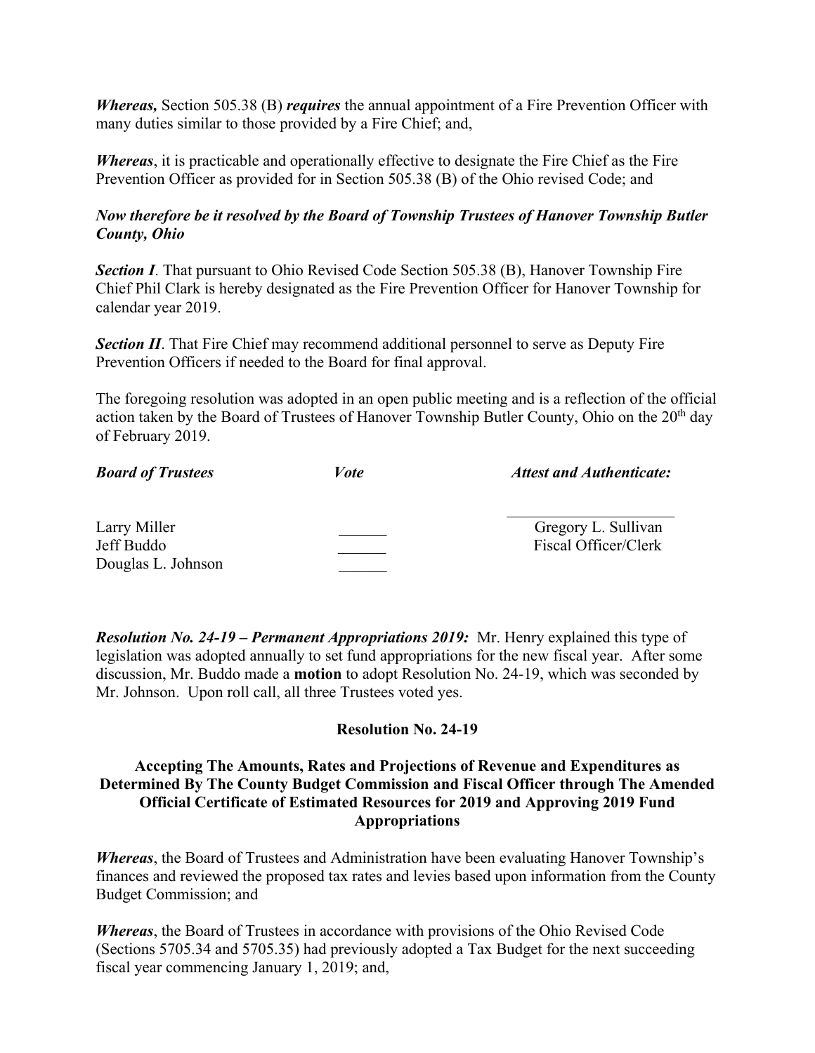*Whereas,* Section 505.38 (B) ***requires*** the annual appointment of a Fire Prevention Officer with many duties similar to those provided by a Fire Chief; and,

*Whereas*, it is practicable and operationally effective to designate the Fire Chief as the Fire Prevention Officer as provided for in Section 505.38 (B) of the Ohio revised Code; and

***Now therefore be it resolved by the Board of Township Trustees of Hanover Township Butler County, Ohio***

***Section I***. That pursuant to Ohio Revised Code Section 505.38 (B), Hanover Township Fire Chief Phil Clark is hereby designated as the Fire Prevention Officer for Hanover Township for calendar year 2019.

***Section II***. That Fire Chief may recommend additional personnel to serve as Deputy Fire Prevention Officers if needed to the Board for final approval.

The foregoing resolution was adopted in an open public meeting and is a reflection of the official action taken by the Board of Trustees of Hanover Township Butler County, Ohio on the 20th day of February 2019.

| ***Board of Trustees*** | ***Vote*** | ***Attest and Authenticate:*** |
|---|---|---|
| Larry Miller | ______ | ______________________ Gregory L. Sullivan |
| Jeff Buddo | ______ | Fiscal Officer/Clerk |
| Douglas L. Johnson | ______ | |

***Resolution No. 24-19 – Permanent Appropriations 2019:*** Mr. Henry explained this type of legislation was adopted annually to set fund appropriations for the new fiscal year. After some discussion, Mr. Buddo made a **motion** to adopt Resolution No. 24-19, which was seconded by Mr. Johnson. Upon roll call, all three Trustees voted yes.

**Resolution No. 24-19**

**Accepting The Amounts, Rates and Projections of Revenue and Expenditures as Determined By The County Budget Commission and Fiscal Officer through The Amended Official Certificate of Estimated Resources for 2019 and Approving 2019 Fund Appropriations**

*Whereas*, the Board of Trustees and Administration have been evaluating Hanover Township's finances and reviewed the proposed tax rates and levies based upon information from the County Budget Commission; and

*Whereas*, the Board of Trustees in accordance with provisions of the Ohio Revised Code (Sections 5705.34 and 5705.35) had previously adopted a Tax Budget for the next succeeding fiscal year commencing January 1, 2019; and,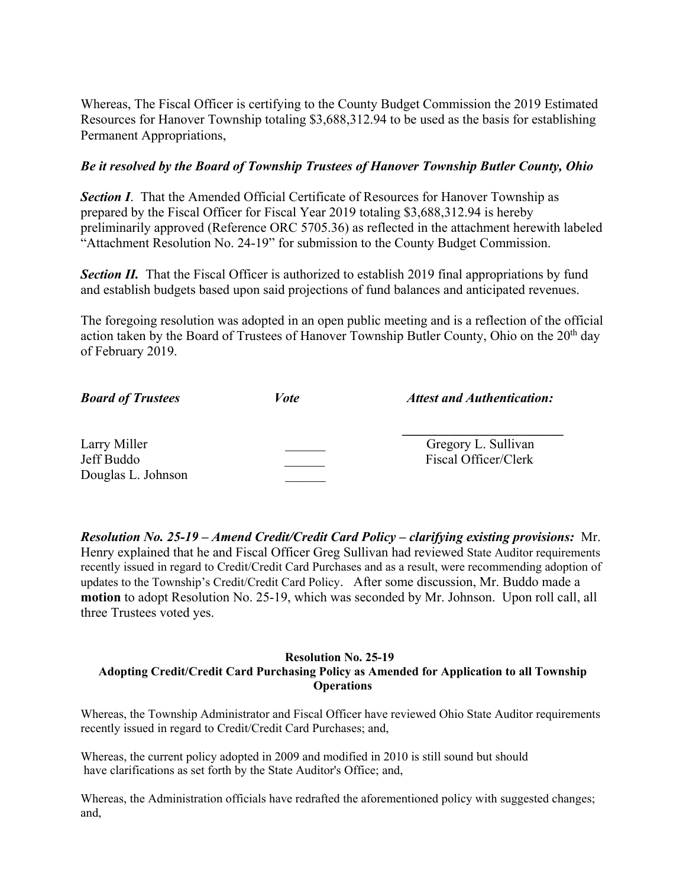Whereas, The Fiscal Officer is certifying to the County Budget Commission the 2019 Estimated Resources for Hanover Township totaling $3,688,312.94 to be used as the basis for establishing Permanent Appropriations,

***Be it resolved by the Board of Township Trustees of Hanover Township Butler County, Ohio***

***Section I***. That the Amended Official Certificate of Resources for Hanover Township as prepared by the Fiscal Officer for Fiscal Year 2019 totaling $3,688,312.94 is hereby preliminarily approved (Reference ORC 5705.36) as reflected in the attachment herewith labeled "Attachment Resolution No. 24-19" for submission to the County Budget Commission.

***Section II.*** That the Fiscal Officer is authorized to establish 2019 final appropriations by fund and establish budgets based upon said projections of fund balances and anticipated revenues.

The foregoing resolution was adopted in an open public meeting and is a reflection of the official action taken by the Board of Trustees of Hanover Township Butler County, Ohio on the 20th day of February 2019.

| ***Board of Trustees*** | ***Vote*** | ***Attest and Authentication:*** |
|---|---|---|
| | | ________________________ |
| Larry Miller | ______ | Gregory L. Sullivan |
| Jeff Buddo | ______ | Fiscal Officer/Clerk |
| Douglas L. Johnson | ______ | |

***Resolution No. 25-19 – Amend Credit/Credit Card Policy – clarifying existing provisions:*** Mr. Henry explained that he and Fiscal Officer Greg Sullivan had reviewed State Auditor requirements recently issued in regard to Credit/Credit Card Purchases and as a result, were recommending adoption of updates to the Township's Credit/Credit Card Policy. After some discussion, Mr. Buddo made a **motion** to adopt Resolution No. 25-19, which was seconded by Mr. Johnson. Upon roll call, all three Trustees voted yes.

**Resolution No. 25-19**
**Adopting Credit/Credit Card Purchasing Policy as Amended for Application to all Township Operations**

Whereas, the Township Administrator and Fiscal Officer have reviewed Ohio State Auditor requirements recently issued in regard to Credit/Credit Card Purchases; and,

Whereas, the current policy adopted in 2009 and modified in 2010 is still sound but should have clarifications as set forth by the State Auditor's Office; and,

Whereas, the Administration officials have redrafted the aforementioned policy with suggested changes; and,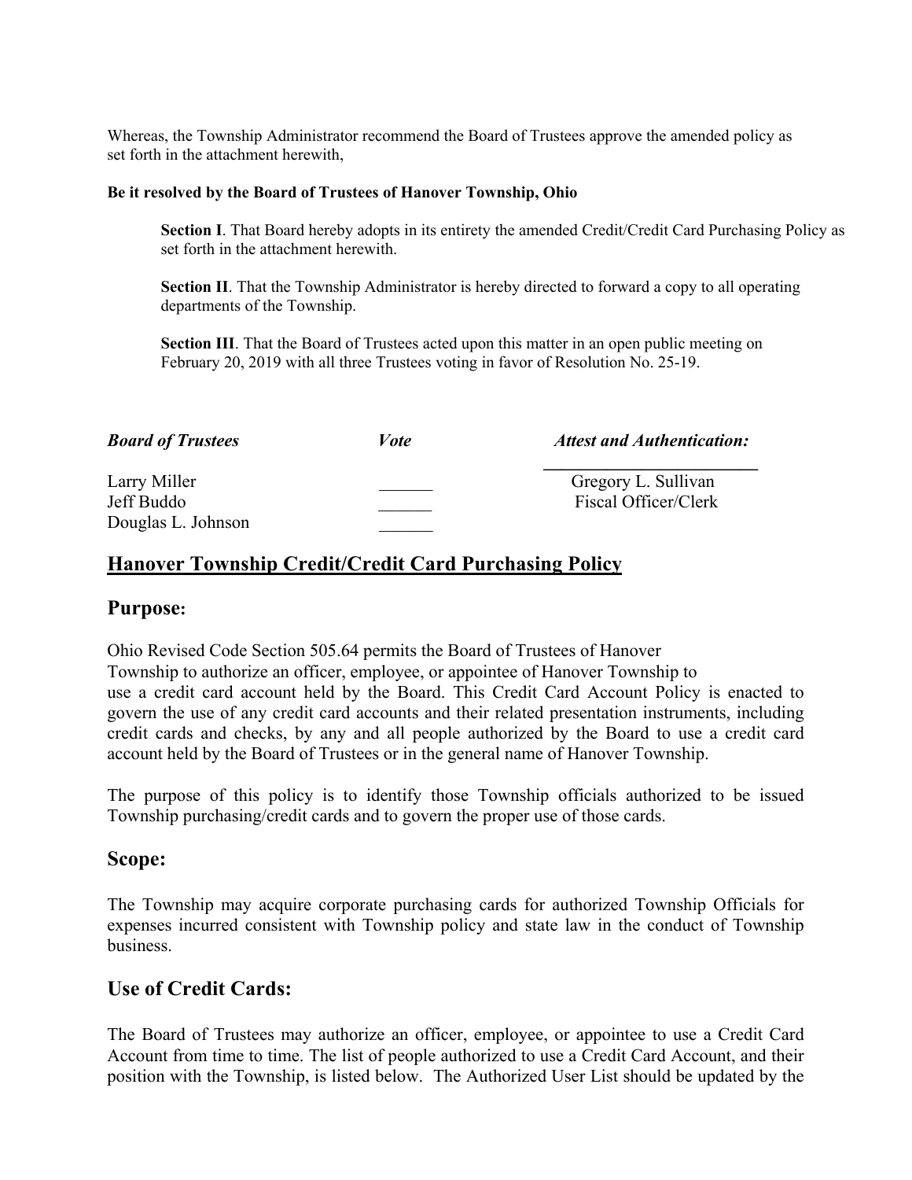Whereas, the Township Administrator recommend the Board of Trustees approve the amended policy as set forth in the attachment herewith,

**Be it resolved by the Board of Trustees of Hanover Township, Ohio**

**Section I**. That Board hereby adopts in its entirety the amended Credit/Credit Card Purchasing Policy as set forth in the attachment herewith.

**Section II**. That the Township Administrator is hereby directed to forward a copy to all operating departments of the Township.

**Section III**. That the Board of Trustees acted upon this matter in an open public meeting on February 20, 2019 with all three Trustees voting in favor of Resolution No. 25-19.

| ***Board of Trustees*** | ***Vote*** | ***Attest and Authentication:*** |
|---|---|---|
| Larry Miller | ______ | Gregory L. Sullivan |
| Jeff Buddo | ______ | Fiscal Officer/Clerk |
| Douglas L. Johnson | ______ | |

## Hanover Township Credit/Credit Card Purchasing Policy

### Purpose:

Ohio Revised Code Section 505.64 permits the Board of Trustees of Hanover Township to authorize an officer, employee, or appointee of Hanover Township to use a credit card account held by the Board. This Credit Card Account Policy is enacted to govern the use of any credit card accounts and their related presentation instruments, including credit cards and checks, by any and all people authorized by the Board to use a credit card account held by the Board of Trustees or in the general name of Hanover Township.

The purpose of this policy is to identify those Township officials authorized to be issued Township purchasing/credit cards and to govern the proper use of those cards.

### Scope:

The Township may acquire corporate purchasing cards for authorized Township Officials for expenses incurred consistent with Township policy and state law in the conduct of Township business.

### Use of Credit Cards:

The Board of Trustees may authorize an officer, employee, or appointee to use a Credit Card Account from time to time. The list of people authorized to use a Credit Card Account, and their position with the Township, is listed below. The Authorized User List should be updated by the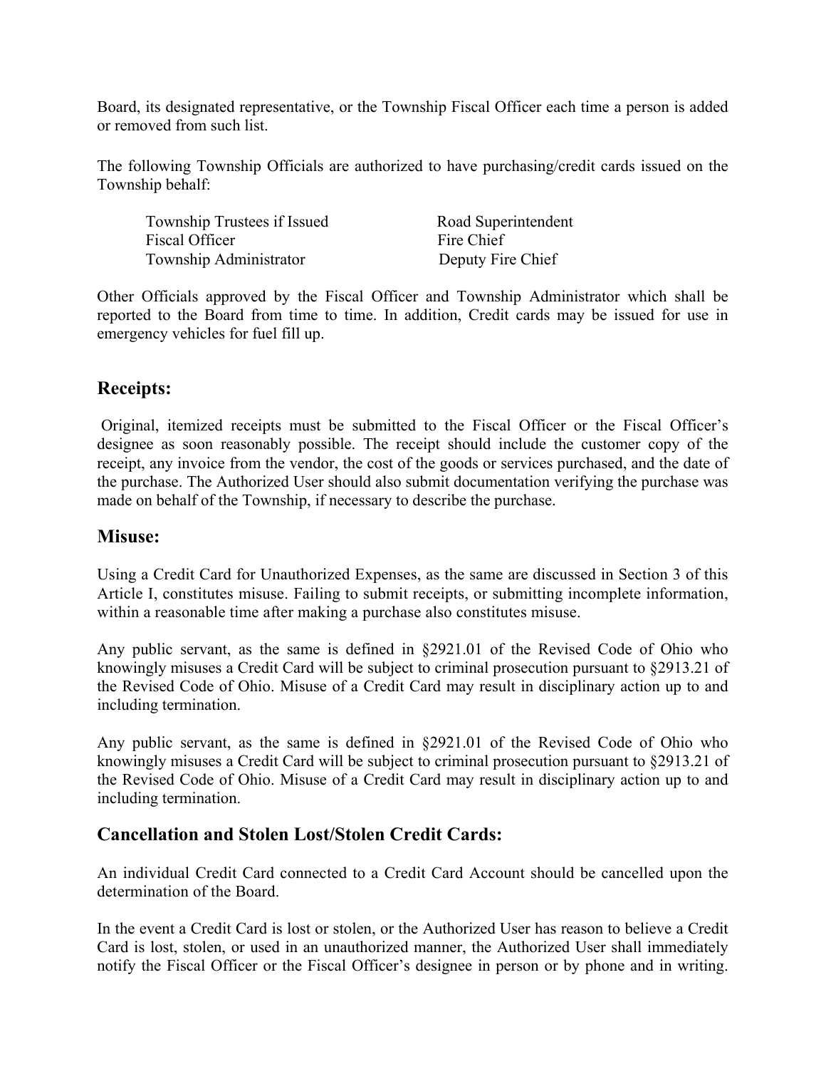Board, its designated representative, or the Township Fiscal Officer each time a person is added or removed from such list.

The following Township Officials are authorized to have purchasing/credit cards issued on the Township behalf:

| | |
|---|---|
| Township Trustees if Issued | Road Superintendent |
| Fiscal Officer | Fire Chief |
| Township Administrator | Deputy Fire Chief |

Other Officials approved by the Fiscal Officer and Township Administrator which shall be reported to the Board from time to time. In addition, Credit cards may be issued for use in emergency vehicles for fuel fill up.

## Receipts:

Original, itemized receipts must be submitted to the Fiscal Officer or the Fiscal Officer's designee as soon reasonably possible. The receipt should include the customer copy of the receipt, any invoice from the vendor, the cost of the goods or services purchased, and the date of the purchase. The Authorized User should also submit documentation verifying the purchase was made on behalf of the Township, if necessary to describe the purchase.

## Misuse:

Using a Credit Card for Unauthorized Expenses, as the same are discussed in Section 3 of this Article I, constitutes misuse. Failing to submit receipts, or submitting incomplete information, within a reasonable time after making a purchase also constitutes misuse.

Any public servant, as the same is defined in §2921.01 of the Revised Code of Ohio who knowingly misuses a Credit Card will be subject to criminal prosecution pursuant to §2913.21 of the Revised Code of Ohio. Misuse of a Credit Card may result in disciplinary action up to and including termination.

Any public servant, as the same is defined in §2921.01 of the Revised Code of Ohio who knowingly misuses a Credit Card will be subject to criminal prosecution pursuant to §2913.21 of the Revised Code of Ohio. Misuse of a Credit Card may result in disciplinary action up to and including termination.

## Cancellation and Stolen Lost/Stolen Credit Cards:

An individual Credit Card connected to a Credit Card Account should be cancelled upon the determination of the Board.

In the event a Credit Card is lost or stolen, or the Authorized User has reason to believe a Credit Card is lost, stolen, or used in an unauthorized manner, the Authorized User shall immediately notify the Fiscal Officer or the Fiscal Officer's designee in person or by phone and in writing.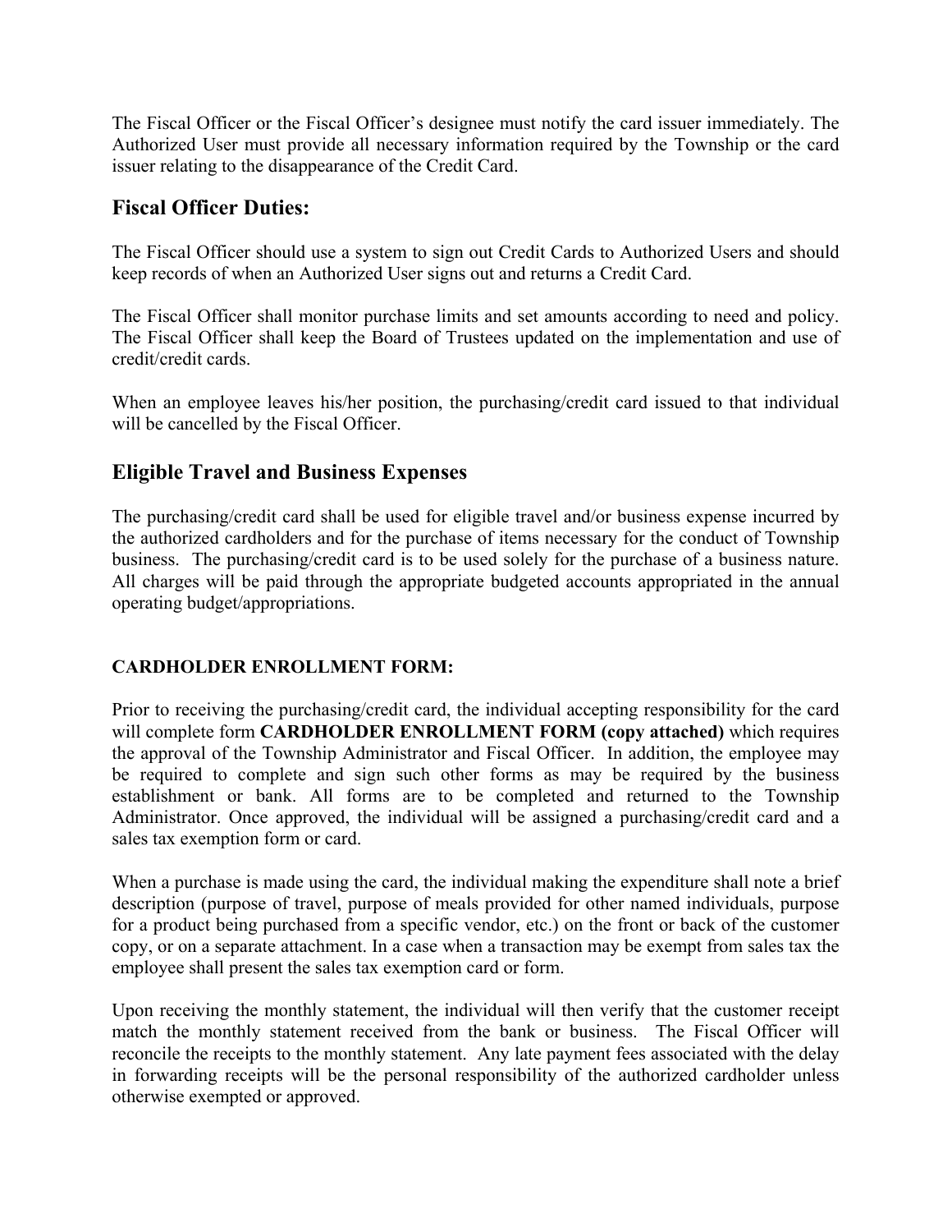The Fiscal Officer or the Fiscal Officer's designee must notify the card issuer immediately. The Authorized User must provide all necessary information required by the Township or the card issuer relating to the disappearance of the Credit Card.

## Fiscal Officer Duties:

The Fiscal Officer should use a system to sign out Credit Cards to Authorized Users and should keep records of when an Authorized User signs out and returns a Credit Card.

The Fiscal Officer shall monitor purchase limits and set amounts according to need and policy. The Fiscal Officer shall keep the Board of Trustees updated on the implementation and use of credit/credit cards.

When an employee leaves his/her position, the purchasing/credit card issued to that individual will be cancelled by the Fiscal Officer.

## Eligible Travel and Business Expenses

The purchasing/credit card shall be used for eligible travel and/or business expense incurred by the authorized cardholders and for the purchase of items necessary for the conduct of Township business. The purchasing/credit card is to be used solely for the purchase of a business nature. All charges will be paid through the appropriate budgeted accounts appropriated in the annual operating budget/appropriations.

### CARDHOLDER ENROLLMENT FORM:

Prior to receiving the purchasing/credit card, the individual accepting responsibility for the card will complete form **CARDHOLDER ENROLLMENT FORM (copy attached)** which requires the approval of the Township Administrator and Fiscal Officer. In addition, the employee may be required to complete and sign such other forms as may be required by the business establishment or bank. All forms are to be completed and returned to the Township Administrator. Once approved, the individual will be assigned a purchasing/credit card and a sales tax exemption form or card.

When a purchase is made using the card, the individual making the expenditure shall note a brief description (purpose of travel, purpose of meals provided for other named individuals, purpose for a product being purchased from a specific vendor, etc.) on the front or back of the customer copy, or on a separate attachment. In a case when a transaction may be exempt from sales tax the employee shall present the sales tax exemption card or form.

Upon receiving the monthly statement, the individual will then verify that the customer receipt match the monthly statement received from the bank or business. The Fiscal Officer will reconcile the receipts to the monthly statement. Any late payment fees associated with the delay in forwarding receipts will be the personal responsibility of the authorized cardholder unless otherwise exempted or approved.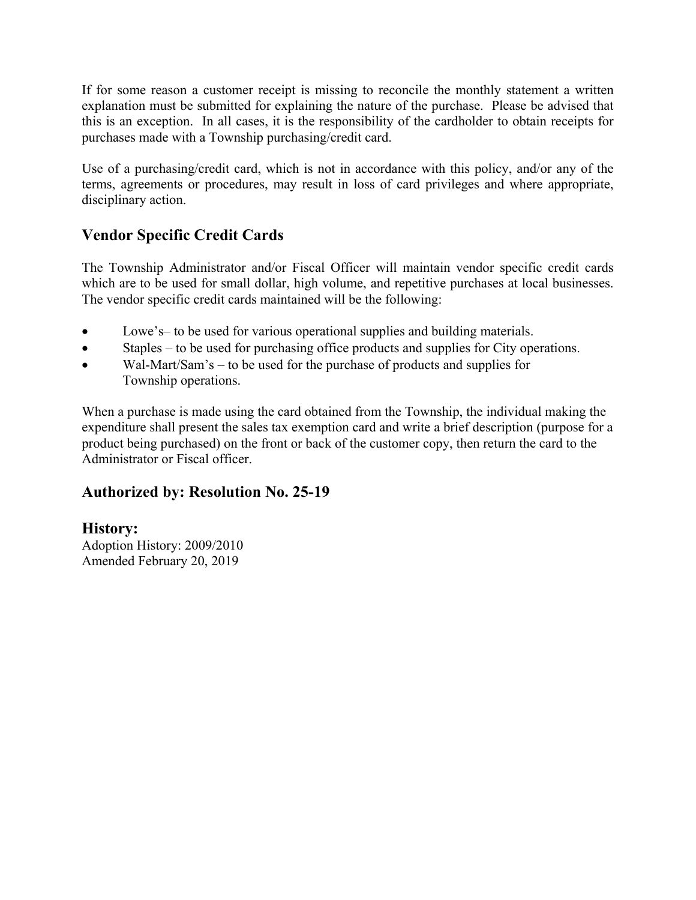If for some reason a customer receipt is missing to reconcile the monthly statement a written explanation must be submitted for explaining the nature of the purchase. Please be advised that this is an exception. In all cases, it is the responsibility of the cardholder to obtain receipts for purchases made with a Township purchasing/credit card.

Use of a purchasing/credit card, which is not in accordance with this policy, and/or any of the terms, agreements or procedures, may result in loss of card privileges and where appropriate, disciplinary action.

## Vendor Specific Credit Cards

The Township Administrator and/or Fiscal Officer will maintain vendor specific credit cards which are to be used for small dollar, high volume, and repetitive purchases at local businesses. The vendor specific credit cards maintained will be the following:

- Lowe's– to be used for various operational supplies and building materials.
- Staples – to be used for purchasing office products and supplies for City operations.
- Wal-Mart/Sam's – to be used for the purchase of products and supplies for Township operations.

When a purchase is made using the card obtained from the Township, the individual making the expenditure shall present the sales tax exemption card and write a brief description (purpose for a product being purchased) on the front or back of the customer copy, then return the card to the Administrator or Fiscal officer.

## Authorized by: Resolution No. 25-19

## History:

Adoption History: 2009/2010
Amended February 20, 2019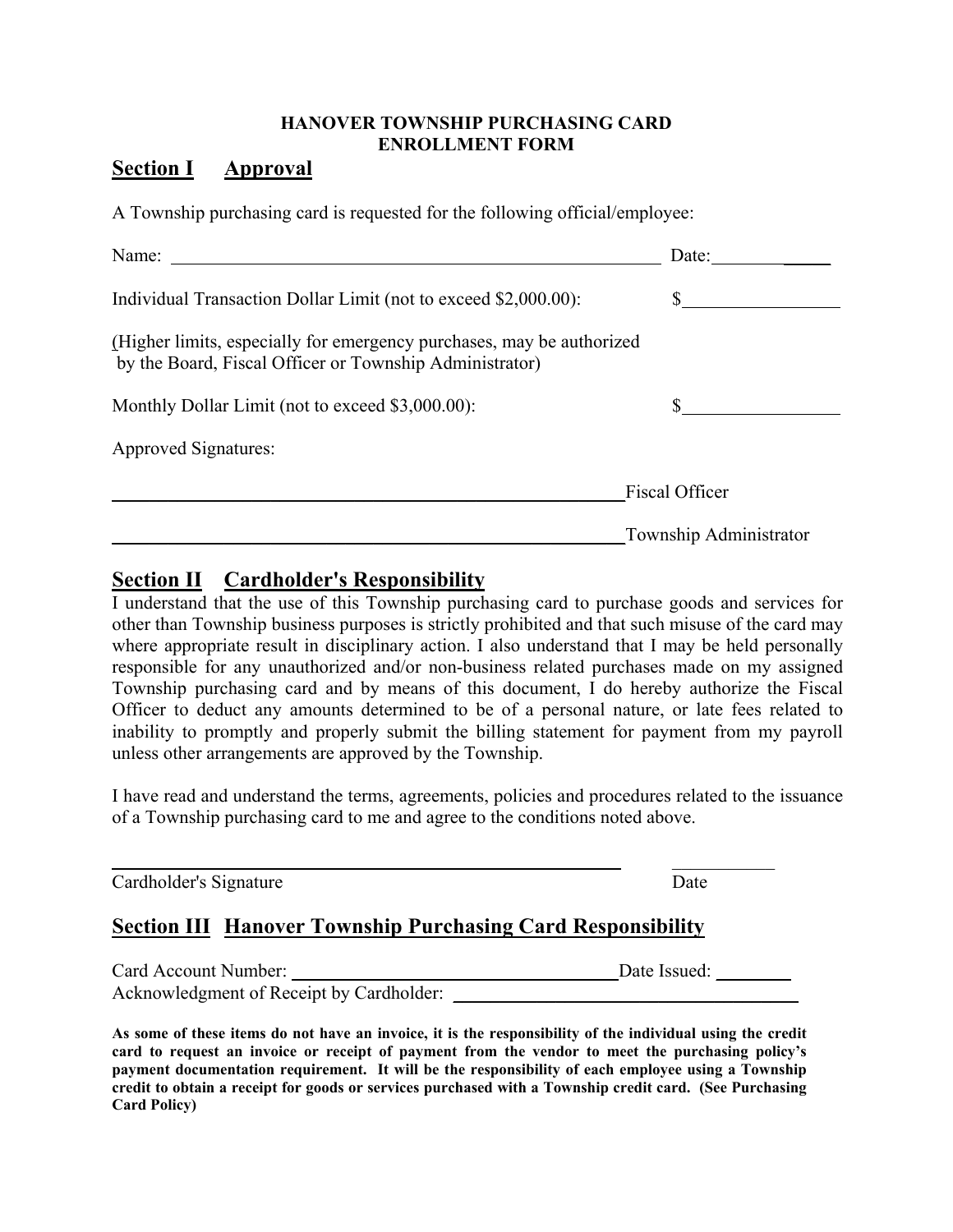**HANOVER TOWNSHIP PURCHASING CARD**
**ENROLLMENT FORM**

## Section I Approval

A Township purchasing card is requested for the following official/employee:

Name: ______________________________________________ Date:______________

Individual Transaction Dollar Limit (not to exceed $2,000.00): $________________

(Higher limits, especially for emergency purchases, may be authorized by the Board, Fiscal Officer or Township Administrator)

Monthly Dollar Limit (not to exceed $3,000.00): $________________

Approved Signatures:

______________________________________________ Fiscal Officer

______________________________________________ Township Administrator

## Section II Cardholder's Responsibility

I understand that the use of this Township purchasing card to purchase goods and services for other than Township business purposes is strictly prohibited and that such misuse of the card may where appropriate result in disciplinary action. I also understand that I may be held personally responsible for any unauthorized and/or non-business related purchases made on my assigned Township purchasing card and by means of this document, I do hereby authorize the Fiscal Officer to deduct any amounts determined to be of a personal nature, or late fees related to inability to promptly and properly submit the billing statement for payment from my payroll unless other arrangements are approved by the Township.

I have read and understand the terms, agreements, policies and procedures related to the issuance of a Township purchasing card to me and agree to the conditions noted above.

______________________________________________ ___________

Cardholder's Signature Date

## Section III Hanover Township Purchasing Card Responsibility

Card Account Number: ______________________________ Date Issued: __________

Acknowledgment of Receipt by Cardholder: ______________________________

**As some of these items do not have an invoice, it is the responsibility of the individual using the credit card to request an invoice or receipt of payment from the vendor to meet the purchasing policy's payment documentation requirement. It will be the responsibility of each employee using a Township credit to obtain a receipt for goods or services purchased with a Township credit card. (See Purchasing Card Policy)**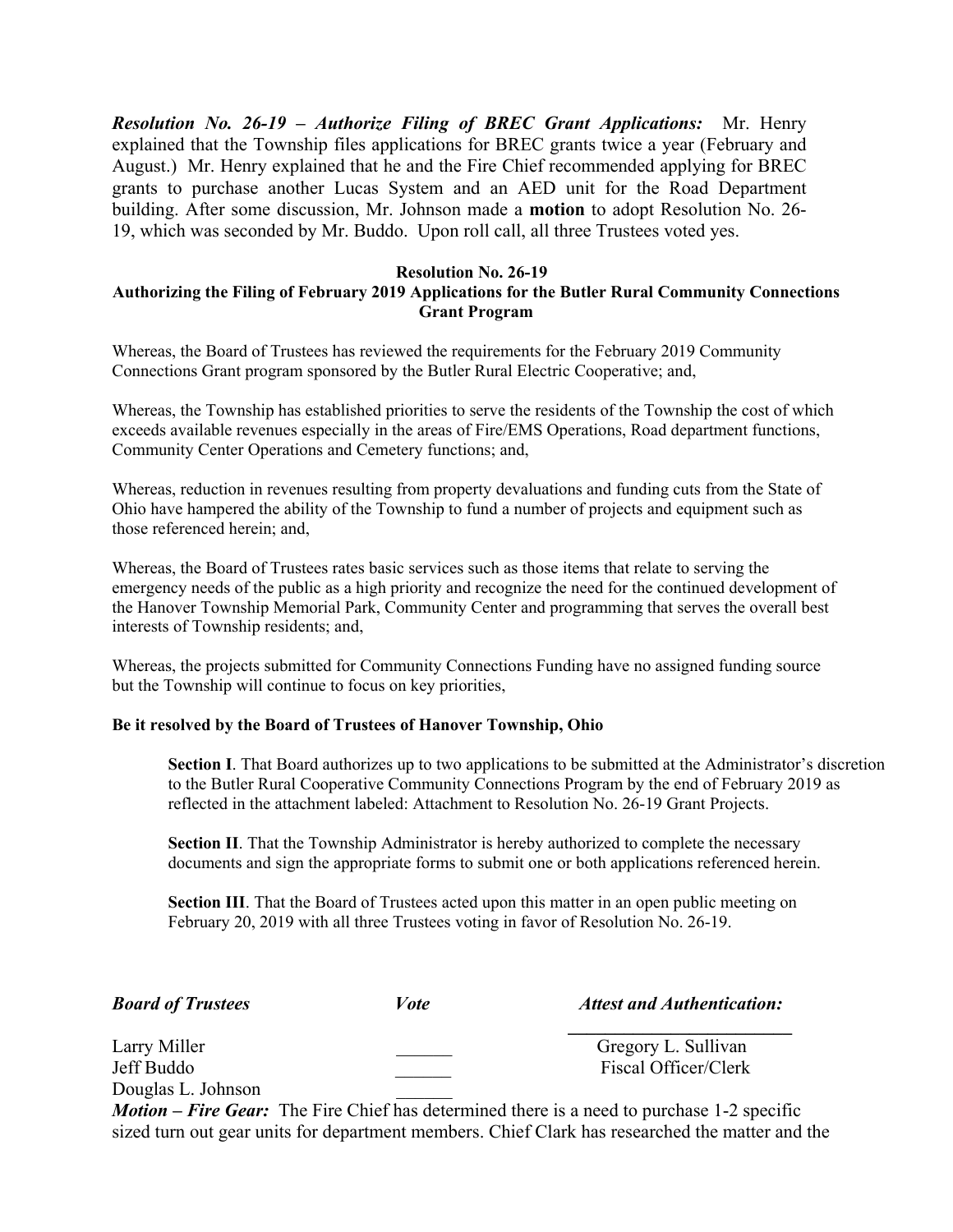***Resolution No. 26-19 – Authorize Filing of BREC Grant Applications:*** Mr. Henry explained that the Township files applications for BREC grants twice a year (February and August.) Mr. Henry explained that he and the Fire Chief recommended applying for BREC grants to purchase another Lucas System and an AED unit for the Road Department building. After some discussion, Mr. Johnson made a **motion** to adopt Resolution No. 26-19, which was seconded by Mr. Buddo. Upon roll call, all three Trustees voted yes.

**Resolution No. 26-19**
**Authorizing the Filing of February 2019 Applications for the Butler Rural Community Connections Grant Program**

Whereas, the Board of Trustees has reviewed the requirements for the February 2019 Community Connections Grant program sponsored by the Butler Rural Electric Cooperative; and,

Whereas, the Township has established priorities to serve the residents of the Township the cost of which exceeds available revenues especially in the areas of Fire/EMS Operations, Road department functions, Community Center Operations and Cemetery functions; and,

Whereas, reduction in revenues resulting from property devaluations and funding cuts from the State of Ohio have hampered the ability of the Township to fund a number of projects and equipment such as those referenced herein; and,

Whereas, the Board of Trustees rates basic services such as those items that relate to serving the emergency needs of the public as a high priority and recognize the need for the continued development of the Hanover Township Memorial Park, Community Center and programming that serves the overall best interests of Township residents; and,

Whereas, the projects submitted for Community Connections Funding have no assigned funding source but the Township will continue to focus on key priorities,

**Be it resolved by the Board of Trustees of Hanover Township, Ohio**

> **Section I**. That Board authorizes up to two applications to be submitted at the Administrator's discretion to the Butler Rural Cooperative Community Connections Program by the end of February 2019 as reflected in the attachment labeled: Attachment to Resolution No. 26-19 Grant Projects.
>
> **Section II**. That the Township Administrator is hereby authorized to complete the necessary documents and sign the appropriate forms to submit one or both applications referenced herein.
>
> **Section III**. That the Board of Trustees acted upon this matter in an open public meeting on February 20, 2019 with all three Trustees voting in favor of Resolution No. 26-19.

| ***Board of Trustees*** | ***Vote*** | ***Attest and Authentication:*** |
|---|---|---|
| Larry Miller | ______ | Gregory L. Sullivan |
| Jeff Buddo | ______ | Fiscal Officer/Clerk |
| Douglas L. Johnson | ______ | |

***Motion – Fire Gear:*** The Fire Chief has determined there is a need to purchase 1-2 specific sized turn out gear units for department members. Chief Clark has researched the matter and the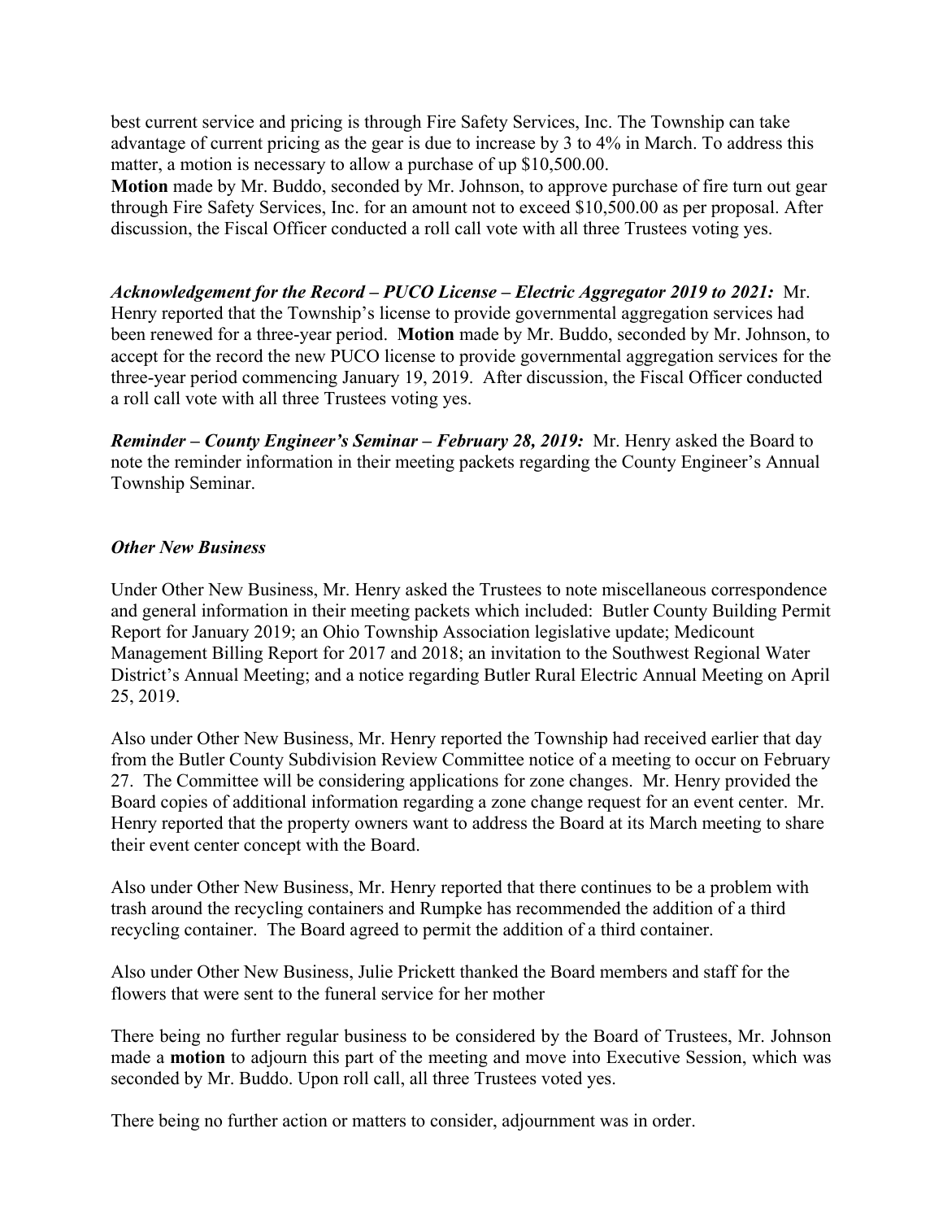best current service and pricing is through Fire Safety Services, Inc. The Township can take advantage of current pricing as the gear is due to increase by 3 to 4% in March. To address this matter, a motion is necessary to allow a purchase of up $10,500.00.

**Motion** made by Mr. Buddo, seconded by Mr. Johnson, to approve purchase of fire turn out gear through Fire Safety Services, Inc. for an amount not to exceed $10,500.00 as per proposal. After discussion, the Fiscal Officer conducted a roll call vote with all three Trustees voting yes.

***Acknowledgement for the Record – PUCO License – Electric Aggregator 2019 to 2021:*** Mr. Henry reported that the Township's license to provide governmental aggregation services had been renewed for a three-year period. **Motion** made by Mr. Buddo, seconded by Mr. Johnson, to accept for the record the new PUCO license to provide governmental aggregation services for the three-year period commencing January 19, 2019. After discussion, the Fiscal Officer conducted a roll call vote with all three Trustees voting yes.

***Reminder – County Engineer's Seminar – February 28, 2019:*** Mr. Henry asked the Board to note the reminder information in their meeting packets regarding the County Engineer's Annual Township Seminar.

***Other New Business***

Under Other New Business, Mr. Henry asked the Trustees to note miscellaneous correspondence and general information in their meeting packets which included: Butler County Building Permit Report for January 2019; an Ohio Township Association legislative update; Medicount Management Billing Report for 2017 and 2018; an invitation to the Southwest Regional Water District's Annual Meeting; and a notice regarding Butler Rural Electric Annual Meeting on April 25, 2019.

Also under Other New Business, Mr. Henry reported the Township had received earlier that day from the Butler County Subdivision Review Committee notice of a meeting to occur on February 27. The Committee will be considering applications for zone changes. Mr. Henry provided the Board copies of additional information regarding a zone change request for an event center. Mr. Henry reported that the property owners want to address the Board at its March meeting to share their event center concept with the Board.

Also under Other New Business, Mr. Henry reported that there continues to be a problem with trash around the recycling containers and Rumpke has recommended the addition of a third recycling container. The Board agreed to permit the addition of a third container.

Also under Other New Business, Julie Prickett thanked the Board members and staff for the flowers that were sent to the funeral service for her mother

There being no further regular business to be considered by the Board of Trustees, Mr. Johnson made a **motion** to adjourn this part of the meeting and move into Executive Session, which was seconded by Mr. Buddo. Upon roll call, all three Trustees voted yes.

There being no further action or matters to consider, adjournment was in order.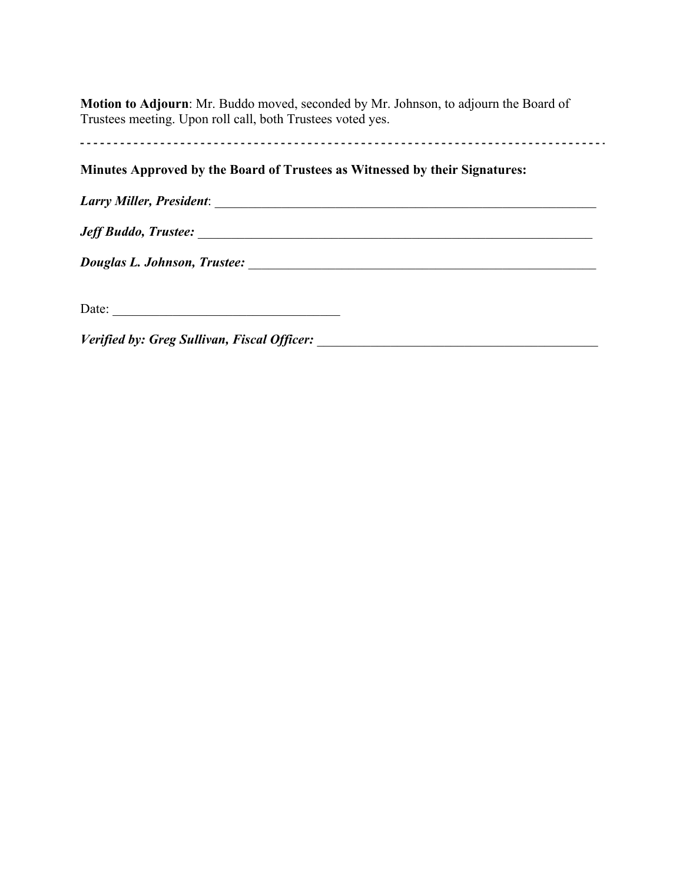**Motion to Adjourn**: Mr. Buddo moved, seconded by Mr. Johnson, to adjourn the Board of Trustees meeting. Upon roll call, both Trustees voted yes.

---

**Minutes Approved by the Board of Trustees as Witnessed by their Signatures:**

***Larry Miller, President***: ____________________________________________________________

***Jeff Buddo, Trustee:*** ______________________________________________________________

***Douglas L. Johnson, Trustee:*** ____________________________________________________

Date: __________________________________

***Verified by: Greg Sullivan, Fiscal Officer:*** __________________________________________